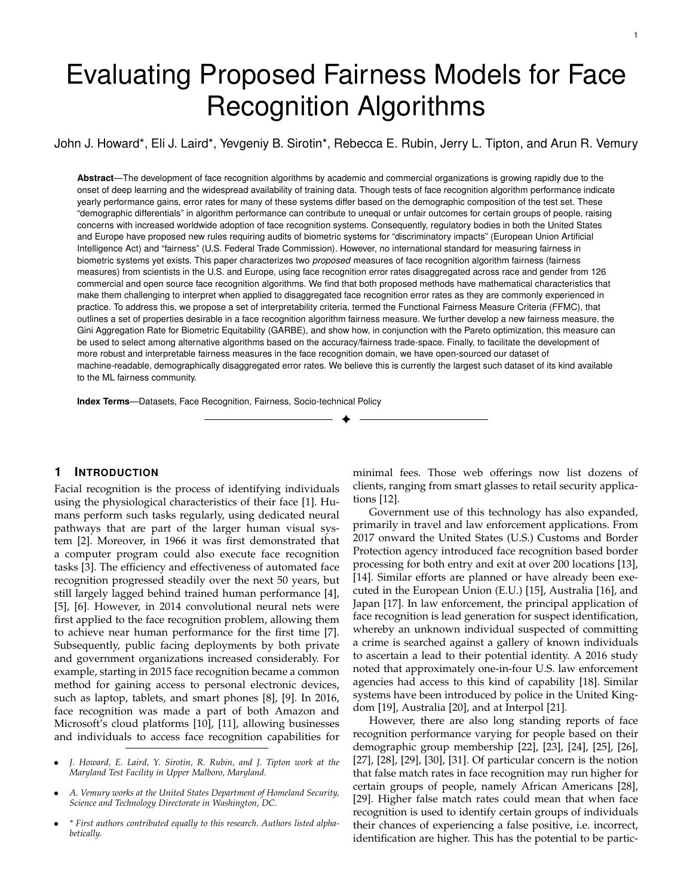# Evaluating Proposed Fairness Models for Face Recognition Algorithms

John J. Howard*, Eli J. Laird*, Yevgeniy B. Sirotin*, Rebecca E. Rubin, Jerry L. Tipton, and Arun R. Vemury

**Abstract**—The development of face recognition algorithms by academic and commercial organizations is growing rapidly due to the onset of deep learning and the widespread availability of training data. Though tests of face recognition algorithm performance indicate yearly performance gains, error rates for many of these systems differ based on the demographic composition of the test set. These "demographic differentials" in algorithm performance can contribute to unequal or unfair outcomes for certain groups of people, raising concerns with increased worldwide adoption of face recognition systems. Consequently, regulatory bodies in both the United States and Europe have proposed new rules requiring audits of biometric systems for "discriminatory impacts" (European Union Artificial Intelligence Act) and "fairness" (U.S. Federal Trade Commission). However, no international standard for measuring fairness in biometric systems yet exists. This paper characterizes two *proposed* measures of face recognition algorithm fairness (fairness measures) from scientists in the U.S. and Europe, using face recognition error rates disaggregated across race and gender from 126 commercial and open source face recognition algorithms. We find that both proposed methods have mathematical characteristics that make them challenging to interpret when applied to disaggregated face recognition error rates as they are commonly experienced in practice. To address this, we propose a set of interpretability criteria, termed the Functional Fairness Measure Criteria (FFMC), that outlines a set of properties desirable in a face recognition algorithm fairness measure. We further develop a new fairness measure, the Gini Aggregation Rate for Biometric Equitability (GARBE), and show how, in conjunction with the Pareto optimization, this measure can be used to select among alternative algorithms based on the accuracy/fairness trade-space. Finally, to facilitate the development of more robust and interpretable fairness measures in the face recognition domain, we have open-sourced our dataset of machine-readable, demographically disaggregated error rates. We believe this is currently the largest such dataset of its kind available to the ML fairness community.

**Index Terms**—Datasets, Face Recognition, Fairness, Socio-technical Policy

## 1 Introduction

Facial recognition is the process of identifying individuals using the physiological characteristics of their face [1]. Humans perform such tasks regularly, using dedicated neural pathways that are part of the larger human visual system [2]. Moreover, in 1966 it was first demonstrated that a computer program could also execute face recognition tasks [3]. The efficiency and effectiveness of automated face recognition progressed steadily over the next 50 years, but still largely lagged behind trained human performance [4], [5], [6]. However, in 2014 convolutional neural nets were first applied to the face recognition problem, allowing them to achieve near human performance for the first time [7]. Subsequently, public facing deployments by both private and government organizations increased considerably. For example, starting in 2015 face recognition became a common method for gaining access to personal electronic devices, such as laptop, tablets, and smart phones [8], [9]. In 2016, face recognition was made a part of both Amazon and Microsoft's cloud platforms [10], [11], allowing businesses and individuals to access face recognition capabilities for minimal fees. Those web offerings now list dozens of clients, ranging from smart glasses to retail security applications [12].

Government use of this technology has also expanded, primarily in travel and law enforcement applications. From 2017 onward the United States (U.S.) Customs and Border Protection agency introduced face recognition based border processing for both entry and exit at over 200 locations [13], [14]. Similar efforts are planned or have already been executed in the European Union (E.U.) [15], Australia [16], and Japan [17]. In law enforcement, the principal application of face recognition is lead generation for suspect identification, whereby an unknown individual suspected of committing a crime is searched against a gallery of known individuals to ascertain a lead to their potential identity. A 2016 study noted that approximately one-in-four U.S. law enforcement agencies had access to this kind of capability [18]. Similar systems have been introduced by police in the United Kingdom [19], Australia [20], and at Interpol [21].

However, there are also long standing reports of face recognition performance varying for people based on their demographic group membership [22], [23], [24], [25], [26], [27], [28], [29], [30], [31]. Of particular concern is the notion that false match rates in face recognition may run higher for certain groups of people, namely African Americans [28], [29]. Higher false match rates could mean that when face recognition is used to identify certain groups of individuals their chances of experiencing a false positive, i.e. incorrect, identification are higher. This has the potential to be partic-

- *J. Howard, E. Laird, Y. Sirotin, R. Rubin, and J. Tipton work at the Maryland Test Facility in Upper Malboro, Maryland.*
- *A. Vemury works at the United States Department of Homeland Security, Science and Technology Directorate in Washington, DC.*
- *\* First authors contributed equally to this research. Authors listed alphabetically.*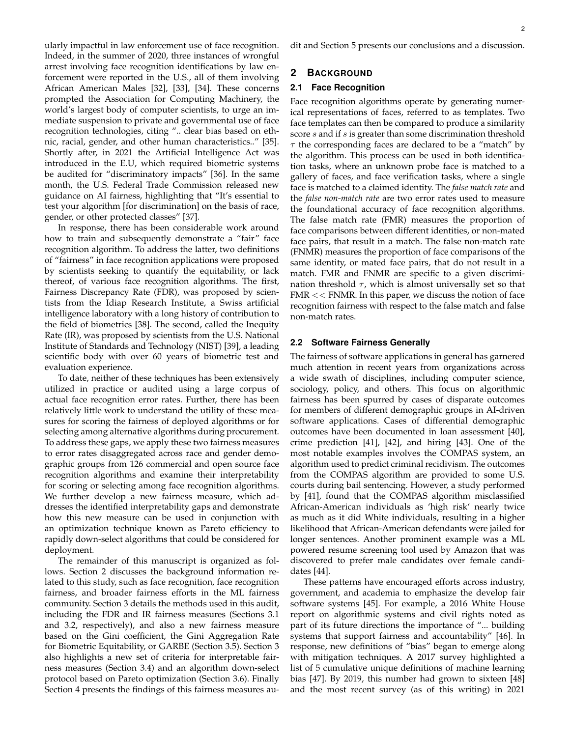ularly impactful in law enforcement use of face recognition. Indeed, in the summer of 2020, three instances of wrongful arrest involving face recognition identifications by law enforcement were reported in the U.S., all of them involving African American Males [32], [33], [34]. These concerns prompted the Association for Computing Machinery, the world's largest body of computer scientists, to urge an immediate suspension to private and governmental use of face recognition technologies, citing ".. clear bias based on ethnic, racial, gender, and other human characteristics.." [35]. Shortly after, in 2021 the Artificial Intelligence Act was introduced in the E.U, which required biometric systems be audited for "discriminatory impacts" [36]. In the same month, the U.S. Federal Trade Commission released new guidance on AI fairness, highlighting that "It's essential to test your algorithm [for discrimination] on the basis of race, gender, or other protected classes" [37].

In response, there has been considerable work around how to train and subsequently demonstrate a "fair" face recognition algorithm. To address the latter, two definitions of "fairness" in face recognition applications were proposed by scientists seeking to quantify the equitability, or lack thereof, of various face recognition algorithms. The first, Fairness Discrepancy Rate (FDR), was proposed by scientists from the Idiap Research Institute, a Swiss artificial intelligence laboratory with a long history of contribution to the field of biometrics [38]. The second, called the Inequity Rate (IR), was proposed by scientists from the U.S. National Institute of Standards and Technology (NIST) [39], a leading scientific body with over 60 years of biometric test and evaluation experience.

To date, neither of these techniques has been extensively utilized in practice or audited using a large corpus of actual face recognition error rates. Further, there has been relatively little work to understand the utility of these measures for scoring the fairness of deployed algorithms or for selecting among alternative algorithms during procurement. To address these gaps, we apply these two fairness measures to error rates disaggregated across race and gender demographic groups from 126 commercial and open source face recognition algorithms and examine their interpretability for scoring or selecting among face recognition algorithms. We further develop a new fairness measure, which addresses the identified interpretability gaps and demonstrate how this new measure can be used in conjunction with an optimization technique known as Pareto efficiency to rapidly down-select algorithms that could be considered for deployment.

The remainder of this manuscript is organized as follows. Section 2 discusses the background information related to this study, such as face recognition, face recognition fairness, and broader fairness efforts in the ML fairness community. Section 3 details the methods used in this audit, including the FDR and IR fairness measures (Sections 3.1 and 3.2, respectively), and also a new fairness measure based on the Gini coefficient, the Gini Aggregation Rate for Biometric Equitability, or GARBE (Section 3.5). Section 3 also highlights a new set of criteria for interpretable fairness measures (Section 3.4) and an algorithm down-select protocol based on Pareto optimization (Section 3.6). Finally Section 4 presents the findings of this fairness measures audit and Section 5 presents our conclusions and a discussion.

## 2 Background

### 2.1 Face Recognition

Face recognition algorithms operate by generating numerical representations of faces, referred to as templates. Two face templates can then be compared to produce a similarity score $s$ and if $s$ is greater than some discrimination threshold $\tau$ the corresponding faces are declared to be a "match" by the algorithm. This process can be used in both identification tasks, where an unknown probe face is matched to a gallery of faces, and face verification tasks, where a single face is matched to a claimed identity. The *false match rate* and the *false non-match rate* are two error rates used to measure the foundational accuracy of face recognition algorithms. The false match rate (FMR) measures the proportion of face comparisons between different identities, or non-mated face pairs, that result in a match. The false non-match rate (FNMR) measures the proportion of face comparisons of the same identity, or mated face pairs, that do not result in a match. FMR and FNMR are specific to a given discrimination threshold $\tau$, which is almost universally set so that FMR $<<$ FNMR. In this paper, we discuss the notion of face recognition fairness with respect to the false match and false non-match rates.

### 2.2 Software Fairness Generally

The fairness of software applications in general has garnered much attention in recent years from organizations across a wide swath of disciplines, including computer science, sociology, policy, and others. This focus on algorithmic fairness has been spurred by cases of disparate outcomes for members of different demographic groups in AI-driven software applications. Cases of differential demographic outcomes have been documented in loan assessment [40], crime prediction [41], [42], and hiring [43]. One of the most notable examples involves the COMPAS system, an algorithm used to predict criminal recidivism. The outcomes from the COMPAS algorithm are provided to some U.S. courts during bail sentencing. However, a study performed by [41], found that the COMPAS algorithm misclassified African-American individuals as 'high risk' nearly twice as much as it did White individuals, resulting in a higher likelihood that African-American defendants were jailed for longer sentences. Another prominent example was a ML powered resume screening tool used by Amazon that was discovered to prefer male candidates over female candidates [44].

These patterns have encouraged efforts across industry, government, and academia to emphasize the develop fair software systems [45]. For example, a 2016 White House report on algorithmic systems and civil rights noted as part of its future directions the importance of "... building systems that support fairness and accountability" [46]. In response, new definitions of "bias" began to emerge along with mitigation techniques. A 2017 survey highlighted a list of 5 cumulative unique definitions of machine learning bias [47]. By 2019, this number had grown to sixteen [48] and the most recent survey (as of this writing) in 2021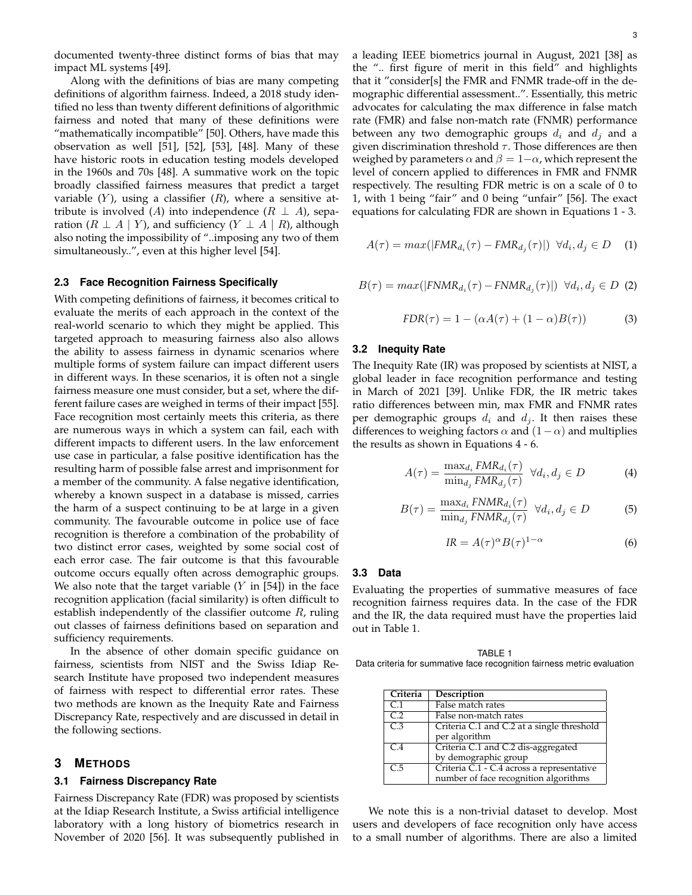documented twenty-three distinct forms of bias that may impact ML systems [49].

Along with the definitions of bias are many competing definitions of algorithm fairness. Indeed, a 2018 study identified no less than twenty different definitions of algorithmic fairness and noted that many of these definitions were "mathematically incompatible" [50]. Others, have made this observation as well [51], [52], [53], [48]. Many of these have historic roots in education testing models developed in the 1960s and 70s [48]. A summative work on the topic broadly classified fairness measures that predict a target variable ($Y$), using a classifier ($R$), where a sensitive attribute is involved ($A$) into independence ($R \perp A$), separation ($R \perp A \mid Y$), and sufficiency ($Y \perp A \mid R$), although also noting the impossibility of "..imposing any two of them simultaneously..", even at this higher level [54].

### 2.3 Face Recognition Fairness Specifically

With competing definitions of fairness, it becomes critical to evaluate the merits of each approach in the context of the real-world scenario to which they might be applied. This targeted approach to measuring fairness also allows the ability to assess fairness in dynamic scenarios where multiple forms of system failure can impact different users in different ways. In these scenarios, it is often not a single fairness measure one must consider, but a set, where the different failure cases are weighed in terms of their impact [55]. Face recognition most certainly meets this criteria, as there are numerous ways in which a system can fail, each with different impacts to different users. In the law enforcement use case in particular, a false positive identification has the resulting harm of possible false arrest and imprisonment for a member of the community. A false negative identification, whereby a known suspect in a database is missed, carries the harm of a suspect continuing to be at large in a given community. The favourable outcome in police use of face recognition is therefore a combination of the probability of two distinct error cases, weighted by some social cost of each error case. The fair outcome is that this favourable outcome occurs equally often across demographic groups. We also note that the target variable ($Y$ in [54]) in the face recognition application (facial similarity) is often difficult to establish independently of the classifier outcome $R$, ruling out classes of fairness definitions based on separation and sufficiency requirements.

In the absence of other domain specific guidance on fairness, scientists from NIST and the Swiss Idiap Research Institute have proposed two independent measures of fairness with respect to differential error rates. These two methods are known as the Inequity Rate and Fairness Discrepancy Rate, respectively and are discussed in detail in the following sections.

## 3 Methods

### 3.1 Fairness Discrepancy Rate

Fairness Discrepancy Rate (FDR) was proposed by scientists at the Idiap Research Institute, a Swiss artificial intelligence laboratory with a long history of biometrics research in November of 2020 [56]. It was subsequently published in a leading IEEE biometrics journal in August, 2021 [38] as the ".. first figure of merit in this field" and highlights that it "consider[s] the FMR and FNMR trade-off in the demographic differential assessment..". Essentially, this metric advocates for calculating the max difference in false match rate (FMR) and false non-match rate (FNMR) performance between any two demographic groups $d_i$ and $d_j$ and a given discrimination threshold $\tau$. Those differences are then weighed by parameters $\alpha$ and $\beta = 1-\alpha$, which represent the level of concern applied to differences in FMR and FNMR respectively. The resulting FDR metric is on a scale of 0 to 1, with 1 being "fair" and 0 being "unfair" [56]. The exact equations for calculating FDR are shown in Equations 1 - 3.

$$A(\tau) = max(|FMR_{d_i}(\tau) - FMR_{d_j}(\tau)|) \;\; \forall d_i, d_j \in D \quad (1)$$

$$B(\tau) = max(|FNMR_{d_i}(\tau) - FNMR_{d_j}(\tau)|) \;\; \forall d_i, d_j \in D \quad (2)$$

$$FDR(\tau) = 1 - (\alpha A(\tau) + (1-\alpha)B(\tau)) \quad (3)$$

### 3.2 Inequity Rate

The Inequity Rate (IR) was proposed by scientists at NIST, a global leader in face recognition performance and testing in March of 2021 [39]. Unlike FDR, the IR metric takes ratio differences between min, max FMR and FNMR rates per demographic groups $d_i$ and $d_j$. It then raises these differences to weighing factors $\alpha$ and $(1-\alpha)$ and multiplies the results as shown in Equations 4 - 6.

$$A(\tau) = \frac{\max_{d_i} FMR_{d_i}(\tau)}{\min_{d_j} FMR_{d_j}(\tau)} \;\; \forall d_i, d_j \in D \quad (4)$$

$$B(\tau) = \frac{\max_{d_i} FNMR_{d_i}(\tau)}{\min_{d_j} FNMR_{d_j}(\tau)} \;\; \forall d_i, d_j \in D \quad (5)$$

$$IR = A(\tau)^{\alpha} B(\tau)^{1-\alpha} \quad (6)$$

### 3.3 Data

Evaluating the properties of summative measures of face recognition fairness requires data. In the case of the FDR and the IR, the data required must have the properties laid out in Table 1.

TABLE 1
Data criteria for summative face recognition fairness metric evaluation

| Criteria | Description |
|---|---|
| C.1 | False match rates |
| C.2 | False non-match rates |
| C.3 | Criteria C.1 and C.2 at a single threshold per algorithm |
| C.4 | Criteria C.1 and C.2 dis-aggregated by demographic group |
| C.5 | Criteria C.1 - C.4 across a representative number of face recognition algorithms |

We note this is a non-trivial dataset to develop. Most users and developers of face recognition only have access to a small number of algorithms. There are also a limited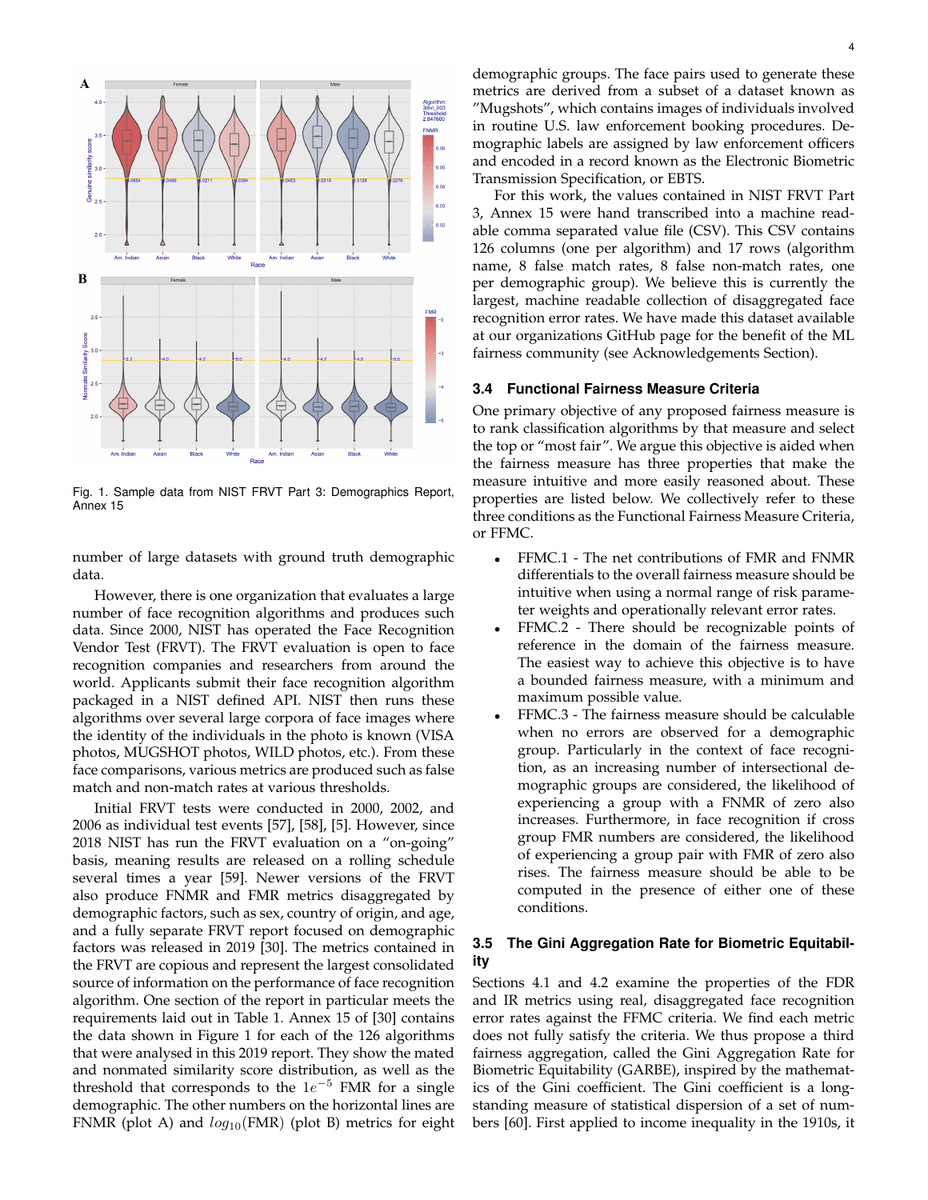Fig. 1. Sample data from NIST FRVT Part 3: Demographics Report, Annex 15

number of large datasets with ground truth demographic data.

However, there is one organization that evaluates a large number of face recognition algorithms and produces such data. Since 2000, NIST has operated the Face Recognition Vendor Test (FRVT). The FRVT evaluation is open to face recognition companies and researchers from around the world. Applicants submit their face recognition algorithm packaged in a NIST defined API. NIST then runs these algorithms over several large corpora of face images where the identity of the individuals in the photo is known (VISA photos, MUGSHOT photos, WILD photos, etc.). From these face comparisons, various metrics are produced such as false match and non-match rates at various thresholds.

Initial FRVT tests were conducted in 2000, 2002, and 2006 as individual test events [57], [58], [5]. However, since 2018 NIST has run the FRVT evaluation on a "on-going" basis, meaning results are released on a rolling schedule several times a year [59]. Newer versions of the FRVT also produce FNMR and FMR metrics disaggregated by demographic factors, such as sex, country of origin, and age, and a fully separate FRVT report focused on demographic factors was released in 2019 [30]. The metrics contained in the FRVT are copious and represent the largest consolidated source of information on the performance of face recognition algorithm. One section of the report in particular meets the requirements laid out in Table 1. Annex 15 of [30] contains the data shown in Figure 1 for each of the 126 algorithms that were analysed in this 2019 report. They show the mated and nonmated similarity score distribution, as well as the threshold that corresponds to the $1e^{-5}$ FMR for a single demographic. The other numbers on the horizontal lines are FNMR (plot A) and $log_{10}$(FMR) (plot B) metrics for eight demographic groups. The face pairs used to generate these metrics are derived from a subset of a dataset known as "Mugshots", which contains images of individuals involved in routine U.S. law enforcement booking procedures. Demographic labels are assigned by law enforcement officers and encoded in a record known as the Electronic Biometric Transmission Specification, or EBTS.

For this work, the values contained in NIST FRVT Part 3, Annex 15 were hand transcribed into a machine readable comma separated value file (CSV). This CSV contains 126 columns (one per algorithm) and 17 rows (algorithm name, 8 false match rates, 8 false non-match rates, one per demographic group). We believe this is currently the largest, machine readable collection of disaggregated face recognition error rates. We have made this dataset available at our organizations GitHub page for the benefit of the ML fairness community (see Acknowledgements Section).

### 3.4 Functional Fairness Measure Criteria

One primary objective of any proposed fairness measure is to rank classification algorithms by that measure and select the top or "most fair". We argue this objective is aided when the fairness measure has three properties that make the measure intuitive and more easily reasoned about. These properties are listed below. We collectively refer to these three conditions as the Functional Fairness Measure Criteria, or FFMC.

- FFMC.1 - The net contributions of FMR and FNMR differentials to the overall fairness measure should be intuitive when using a normal range of risk parameter weights and operationally relevant error rates.
- FFMC.2 - There should be recognizable points of reference in the domain of the fairness measure. The easiest way to achieve this objective is to have a bounded fairness measure, with a minimum and maximum possible value.
- FFMC.3 - The fairness measure should be calculable when no errors are observed for a demographic group. Particularly in the context of face recognition, as an increasing number of intersectional demographic groups are considered, the likelihood of experiencing a group with a FNMR of zero also increases. Furthermore, in face recognition if cross group FMR numbers are considered, the likelihood of experiencing a group pair with FMR of zero also rises. The fairness measure should be able to be computed in the presence of either one of these conditions.

### 3.5 The Gini Aggregation Rate for Biometric Equitability

Sections 4.1 and 4.2 examine the properties of the FDR and IR metrics using real, disaggregated face recognition error rates against the FFMC criteria. We find each metric does not fully satisfy the criteria. We thus propose a third fairness aggregation, called the Gini Aggregation Rate for Biometric Equitability (GARBE), inspired by the mathematics of the Gini coefficient. The Gini coefficient is a longstanding measure of statistical dispersion of a set of numbers [60]. First applied to income inequality in the 1910s, it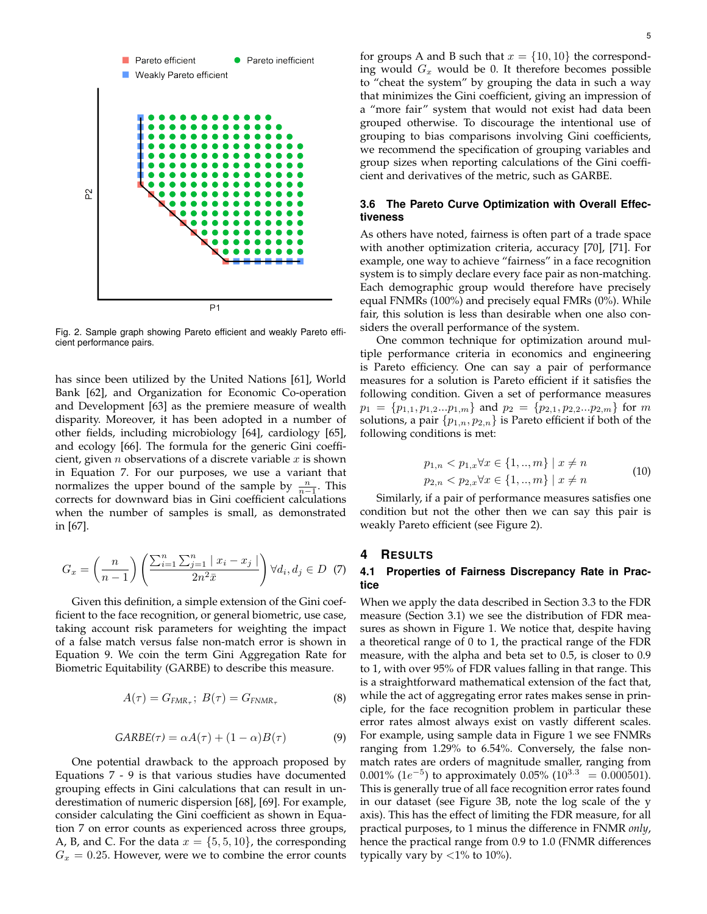Fig. 2. Sample graph showing Pareto efficient and weakly Pareto efficient performance pairs.

has since been utilized by the United Nations [61], World Bank [62], and Organization for Economic Co-operation and Development [63] as the premiere measure of wealth disparity. Moreover, it has been adopted in a number of other fields, including microbiology [64], cardiology [65], and ecology [66]. The formula for the generic Gini coefficient, given $n$ observations of a discrete variable $x$ is shown in Equation 7. For our purposes, we use a variant that normalizes the upper bound of the sample by $\frac{n}{n-1}$. This corrects for downward bias in Gini coefficient calculations when the number of samples is small, as demonstrated in [67].

$$G_x = \left(\frac{n}{n-1}\right)\left(\frac{\sum_{i=1}^{n}\sum_{j=1}^{n} \mid x_i - x_j \mid}{2n^2\bar{x}}\right) \forall d_i, d_j \in D \quad (7)$$

Given this definition, a simple extension of the Gini coefficient to the face recognition, or general biometric, use case, taking account risk parameters for weighting the impact of a false match versus false non-match error is shown in Equation 9. We coin the term Gini Aggregation Rate for Biometric Equitability (GARBE) to describe this measure.

$$A(\tau) = G_{FMR_\tau};\ B(\tau) = G_{FNMR_\tau} \quad (8)$$

$$GARBE(\tau) = \alpha A(\tau) + (1-\alpha)B(\tau) \quad (9)$$

One potential drawback to the approach proposed by Equations 7 - 9 is that various studies have documented grouping effects in Gini calculations that can result in underestimation of numeric dispersion [68], [69]. For example, consider calculating the Gini coefficient as shown in Equation 7 on error counts as experienced across three groups, A, B, and C. For the data $x = \{5, 5, 10\}$, the corresponding $G_x = 0.25$. However, were we to combine the error counts for groups A and B such that $x = \{10, 10\}$ the corresponding would $G_x$ would be 0. It therefore becomes possible to "cheat the system" by grouping the data in such a way that minimizes the Gini coefficient, giving an impression of a "more fair" system that would not exist had data been grouped otherwise. To discourage the intentional use of grouping to bias comparisons involving Gini coefficients, we recommend the specification of grouping variables and group sizes when reporting calculations of the Gini coefficient and derivatives of the metric, such as GARBE.

### 3.6 The Pareto Curve Optimization with Overall Effectiveness

As others have noted, fairness is often part of a trade space with another optimization criteria, accuracy [70], [71]. For example, one way to achieve "fairness" in a face recognition system is to simply declare every face pair as non-matching. Each demographic group would therefore have precisely equal FNMRs (100%) and precisely equal FMRs (0%). While fair, this solution is less than desirable when one also considers the overall performance of the system.

One common technique for optimization around multiple performance criteria in economics and engineering is Pareto efficiency. One can say a pair of performance measures for a solution is Pareto efficient if it satisfies the following condition. Given a set of performance measures $p_1 = \{p_{1,1}, p_{1,2}...p_{1,m}\}$ and $p_2 = \{p_{2,1}, p_{2,2}...p_{2,m}\}$ for $m$ solutions, a pair $\{p_{1,n}, p_{2,n}\}$ is Pareto efficient if both of the following conditions is met:

$$\begin{aligned} p_{1,n} &< p_{1,x} \forall x \in \{1, .., m\} \mid x \neq n \\ p_{2,n} &< p_{2,x} \forall x \in \{1, .., m\} \mid x \neq n \end{aligned} \quad (10)$$

Similarly, if a pair of performance measures satisfies one condition but not the other then we can say this pair is weakly Pareto efficient (see Figure 2).

## 4 Results

### 4.1 Properties of Fairness Discrepancy Rate in Practice

When we apply the data described in Section 3.3 to the FDR measure (Section 3.1) we see the distribution of FDR measures as shown in Figure 1. We notice that, despite having a theoretical range of 0 to 1, the practical range of the FDR measure, with the alpha and beta set to 0.5, is closer to 0.9 to 1, with over 95% of FDR values falling in that range. This is a straightforward mathematical extension of the fact that, while the act of aggregating error rates makes sense in principle, for the face recognition problem in particular these error rates almost always exist on vastly different scales. For example, using sample data in Figure 1 we see FNMRs ranging from 1.29% to 6.54%. Conversely, the false non-match rates are orders of magnitude smaller, ranging from 0.001% ($1e^{-5}$) to approximately 0.05% ($10^{3.3} = 0.000501$). This is generally true of all face recognition error rates found in our dataset (see Figure 3B, note the log scale of the y axis). This has the effect of limiting the FDR measure, for all practical purposes, to 1 minus the difference in FNMR *only*, hence the practical range from 0.9 to 1.0 (FNMR differences typically vary by <1% to 10%).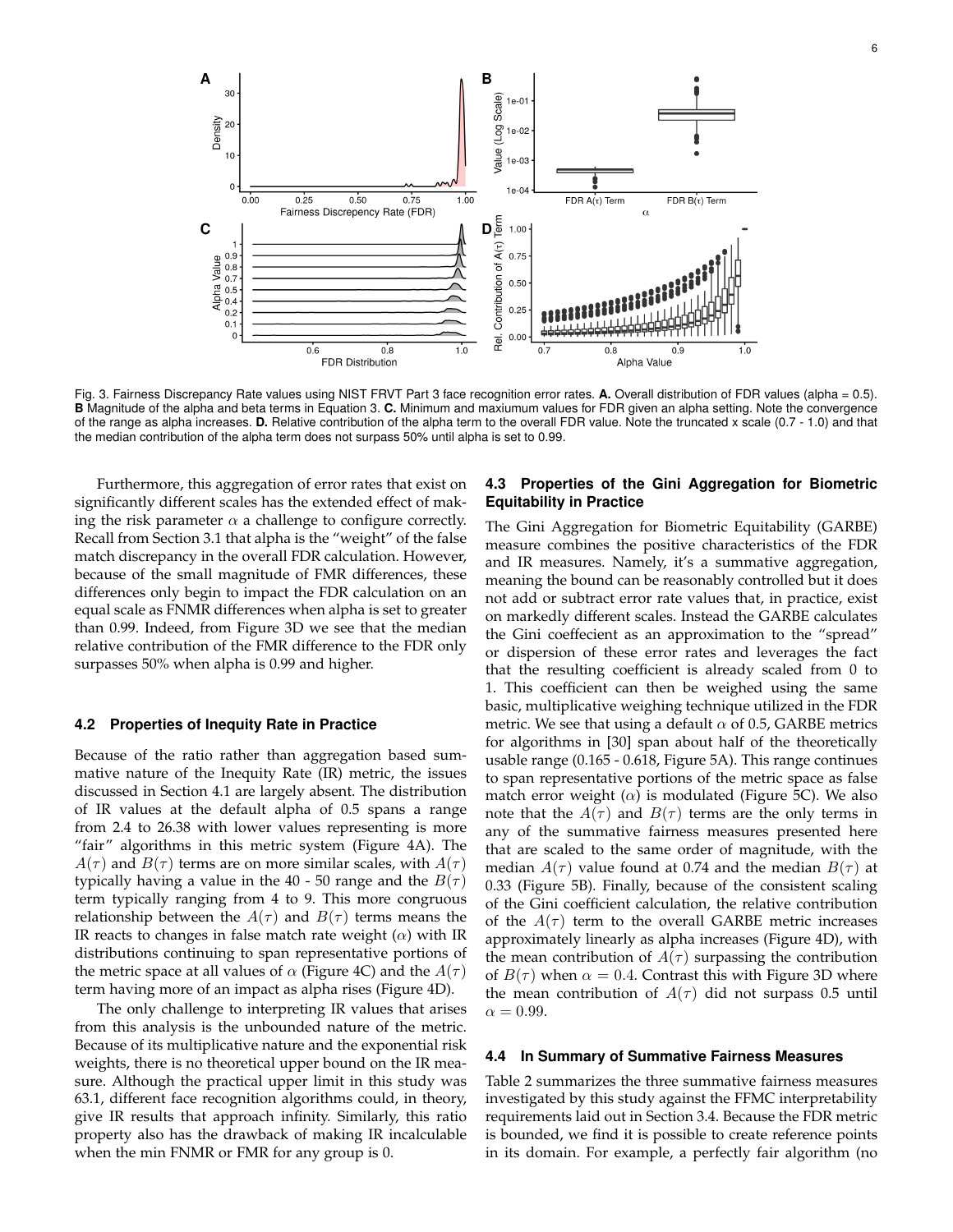Fig. 3. Fairness Discrepancy Rate values using NIST FRVT Part 3 face recognition error rates. **A.** Overall distribution of FDR values (alpha = 0.5). **B** Magnitude of the alpha and beta terms in Equation 3. **C.** Minimum and maxiumum values for FDR given an alpha setting. Note the convergence of the range as alpha increases. **D.** Relative contribution of the alpha term to the overall FDR value. Note the truncated x scale (0.7 - 1.0) and that the median contribution of the alpha term does not surpass 50% until alpha is set to 0.99.

Furthermore, this aggregation of error rates that exist on significantly different scales has the extended effect of making the risk parameter $\alpha$ a challenge to configure correctly. Recall from Section 3.1 that alpha is the "weight" of the false match discrepancy in the overall FDR calculation. However, because of the small magnitude of FMR differences, these differences only begin to impact the FDR calculation on an equal scale as FNMR differences when alpha is set to greater than 0.99. Indeed, from Figure 3D we see that the median relative contribution of the FMR difference to the FDR only surpasses 50% when alpha is 0.99 and higher.

### 4.2 Properties of Inequity Rate in Practice

Because of the ratio rather than aggregation based summative nature of the Inequity Rate (IR) metric, the issues discussed in Section 4.1 are largely absent. The distribution of IR values at the default alpha of 0.5 spans a range from 2.4 to 26.38 with lower values representing is more "fair" algorithms in this metric system (Figure 4A). The $A(\tau)$ and $B(\tau)$ terms are on more similar scales, with $A(\tau)$ typically having a value in the 40 - 50 range and the $B(\tau)$ term typically ranging from 4 to 9. This more congruous relationship between the $A(\tau)$ and $B(\tau)$ terms means the IR reacts to changes in false match rate weight ($\alpha$) with IR distributions continuing to span representative portions of the metric space at all values of $\alpha$ (Figure 4C) and the $A(\tau)$ term having more of an impact as alpha rises (Figure 4D).

The only challenge to interpreting IR values that arises from this analysis is the unbounded nature of the metric. Because of its multiplicative nature and the exponential risk weights, there is no theoretical upper bound on the IR measure. Although the practical upper limit in this study was 63.1, different face recognition algorithms could, in theory, give IR results that approach infinity. Similarly, this ratio property also has the drawback of making IR incalculable when the min FNMR or FMR for any group is 0.

### 4.3 Properties of the Gini Aggregation for Biometric Equitability in Practice

The Gini Aggregation for Biometric Equitability (GARBE) measure combines the positive characteristics of the FDR and IR measures. Namely, it's a summative aggregation, meaning the bound can be reasonably controlled but it does not add or subtract error rate values that, in practice, exist on markedly different scales. Instead the GARBE calculates the Gini coeffecient as an approximation to the "spread" or dispersion of these error rates and leverages the fact that the resulting coefficient is already scaled from 0 to 1. This coefficient can then be weighed using the same basic, multiplicative weighing technique utilized in the FDR metric. We see that using a default $\alpha$ of 0.5, GARBE metrics for algorithms in [30] span about half of the theoretically usable range (0.165 - 0.618, Figure 5A). This range continues to span representative portions of the metric space as false match error weight ($\alpha$) is modulated (Figure 5C). We also note that the $A(\tau)$ and $B(\tau)$ terms are the only terms in any of the summative fairness measures presented here that are scaled to the same order of magnitude, with the median $A(\tau)$ value found at 0.74 and the median $B(\tau)$ at 0.33 (Figure 5B). Finally, because of the consistent scaling of the Gini coefficient calculation, the relative contribution of the $A(\tau)$ term to the overall GARBE metric increases approximately linearly as alpha increases (Figure 4D), with the mean contribution of $A(\tau)$ surpassing the contribution of $B(\tau)$ when $\alpha = 0.4$. Contrast this with Figure 3D where the mean contribution of $A(\tau)$ did not surpass 0.5 until $\alpha = 0.99$.

### 4.4 In Summary of Summative Fairness Measures

Table 2 summarizes the three summative fairness measures investigated by this study against the FFMC interpretability requirements laid out in Section 3.4. Because the FDR metric is bounded, we find it is possible to create reference points in its domain. For example, a perfectly fair algorithm (no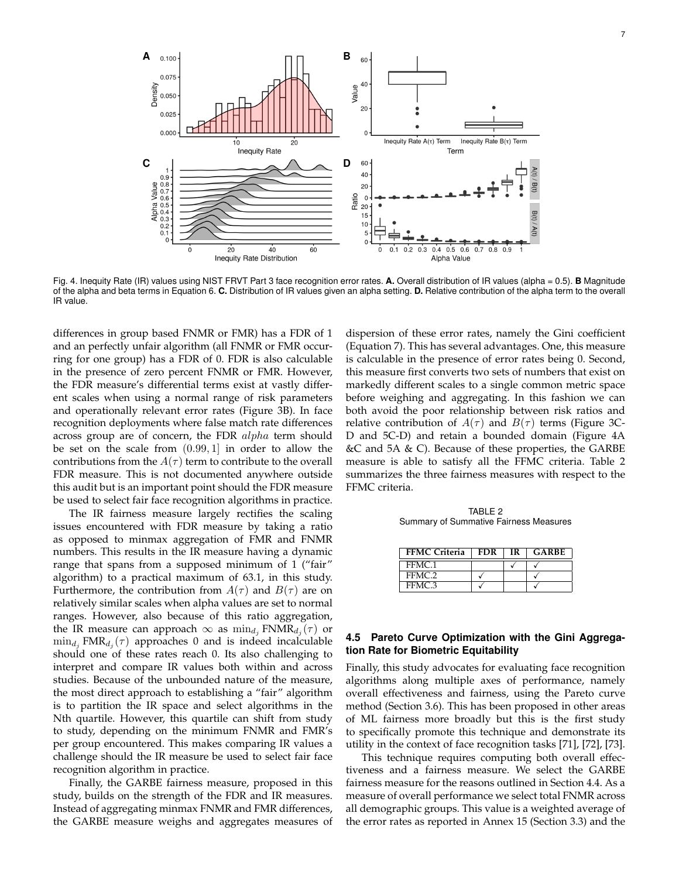Fig. 4. Inequity Rate (IR) values using NIST FRVT Part 3 face recognition error rates. **A.** Overall distribution of IR values (alpha = 0.5). **B** Magnitude of the alpha and beta terms in Equation 6. **C.** Distribution of IR values given an alpha setting. **D.** Relative contribution of the alpha term to the overall IR value.

differences in group based FNMR or FMR) has a FDR of 1 and an perfectly unfair algorithm (all FNMR or FMR occurring for one group) has a FDR of 0. FDR is also calculable in the presence of zero percent FNMR or FMR. However, the FDR measure's differential terms exist at vastly different scales when using a normal range of risk parameters and operationally relevant error rates (Figure 3B). In face recognition deployments where false match rate differences across group are of concern, the FDR $alpha$ term should be set on the scale from $(0.99, 1]$ in order to allow the contributions from the $A(\tau)$ term to contribute to the overall FDR measure. This is not documented anywhere outside this audit but is an important point should the FDR measure be used to select fair face recognition algorithms in practice.

The IR fairness measure largely rectifies the scaling issues encountered with FDR measure by taking a ratio as opposed to minmax aggregation of FMR and FNMR numbers. This results in the IR measure having a dynamic range that spans from a supposed minimum of 1 ("fair" algorithm) to a practical maximum of 63.1, in this study. Furthermore, the contribution from $A(\tau)$ and $B(\tau)$ are on relatively similar scales when alpha values are set to normal ranges. However, also because of this ratio aggregation, the IR measure can approach $\infty$ as $\min_{d_j} \text{FNMR}_{d_j}(\tau)$ or $\min_{d_j} \text{FMR}_{d_j}(\tau)$ approaches 0 and is indeed incalculable should one of these rates reach 0. Its also challenging to interpret and compare IR values both within and across studies. Because of the unbounded nature of the measure, the most direct approach to establishing a "fair" algorithm is to partition the IR space and select algorithms in the Nth quartile. However, this quartile can shift from study to study, depending on the minimum FNMR and FMR's per group encountered. This makes comparing IR values a challenge should the IR measure be used to select fair face recognition algorithm in practice.

Finally, the GARBE fairness measure, proposed in this study, builds on the strength of the FDR and IR measures. Instead of aggregating minmax FNMR and FMR differences, the GARBE measure weighs and aggregates measures of dispersion of these error rates, namely the Gini coefficient (Equation 7). This has several advantages. One, this measure is calculable in the presence of error rates being 0. Second, this measure first converts two sets of numbers that exist on markedly different scales to a single common metric space before weighing and aggregating. In this fashion we can both avoid the poor relationship between risk ratios and relative contribution of $A(\tau)$ and $B(\tau)$ terms (Figure 3C-D and 5C-D) and retain a bounded domain (Figure 4A &C and 5A & C). Because of these properties, the GARBE measure is able to satisfy all the FFMC criteria. Table 2 summarizes the three fairness measures with respect to the FFMC criteria.

TABLE 2
Summary of Summative Fairness Measures

| FFMC Criteria | FDR | IR | GARBE |
|---|---|---|---|
| FFMC.1 | | ✓ | ✓ |
| FFMC.2 | ✓ | | ✓ |
| FFMC.3 | ✓ | | ✓ |

### 4.5 Pareto Curve Optimization with the Gini Aggregation Rate for Biometric Equitability

Finally, this study advocates for evaluating face recognition algorithms along multiple axes of performance, namely overall effectiveness and fairness, using the Pareto curve method (Section 3.6). This has been proposed in other areas of ML fairness more broadly but this is the first study to specifically promote this technique and demonstrate its utility in the context of face recognition tasks [71], [72], [73].

This technique requires computing both overall effectiveness and a fairness measure. We select the GARBE fairness measure for the reasons outlined in Section 4.4. As a measure of overall performance we select total FNMR across all demographic groups. This value is a weighted average of the error rates as reported in Annex 15 (Section 3.3) and the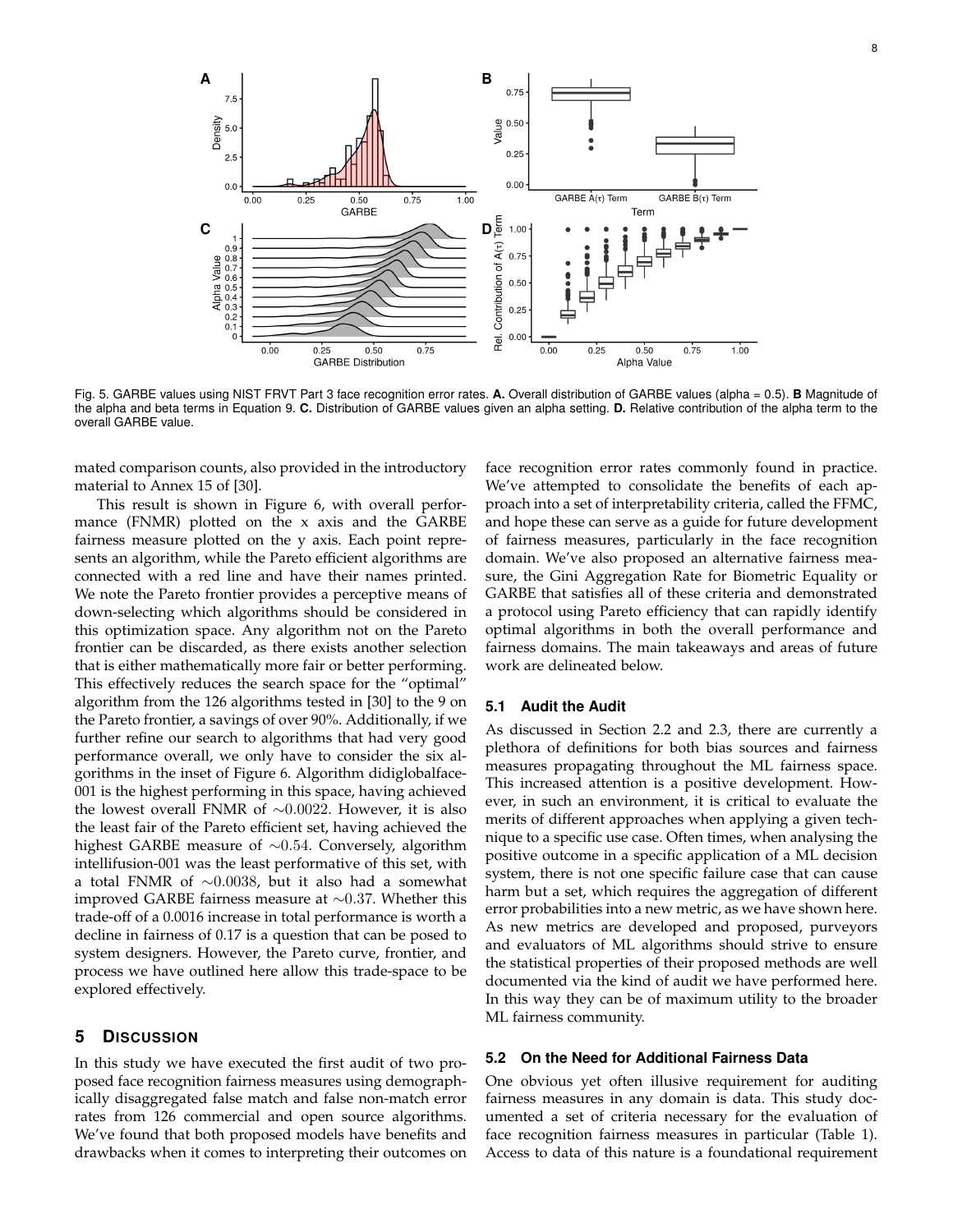A

Density

7.5

5.0

2.5

0.0

0.00 0.25 0.50 0.75 1.00

GARBE

B

Value

0.75

0.50

0.25

0.00

GARBE A(τ) Term GARBE B(τ) Term

Term

C

Alpha Value

1
0.9
0.8
0.7
0.6
0.5
0.4
0.3
0.2
0.1
0

0.00 0.25 0.50 0.75

GARBE Distribution

D

Rel. Contribution of A(τ) Term

1.00

0.75

0.50

0.25

0.00

0.00 0.25 0.50 0.75 1.00

Alpha Value

Fig. 5. GARBE values using NIST FRVT Part 3 face recognition error rates. **A.** Overall distribution of GARBE values (alpha = 0.5). **B** Magnitude of the alpha and beta terms in Equation 9. **C.** Distribution of GARBE values given an alpha setting. **D.** Relative contribution of the alpha term to the overall GARBE value.

mated comparison counts, also provided in the introductory material to Annex 15 of [30].

This result is shown in Figure 6, with overall performance (FNMR) plotted on the x axis and the GARBE fairness measure plotted on the y axis. Each point represents an algorithm, while the Pareto efficient algorithms are connected with a red line and have their names printed. We note the Pareto frontier provides a perceptive means of down-selecting which algorithms should be considered in this optimization space. Any algorithm not on the Pareto frontier can be discarded, as there exists another selection that is either mathematically more fair or better performing. This effectively reduces the search space for the "optimal" algorithm from the 126 algorithms tested in [30] to the 9 on the Pareto frontier, a savings of over 90%. Additionally, if we further refine our search to algorithms that had very good performance overall, we only have to consider the six algorithms in the inset of Figure 6. Algorithm didiglobalface-001 is the highest performing in this space, having achieved the lowest overall FNMR of $\sim 0.0022$. However, it is also the least fair of the Pareto efficient set, having achieved the highest GARBE measure of $\sim 0.54$. Conversely, algorithm intellifusion-001 was the least performative of this set, with a total FNMR of $\sim 0.0038$, but it also had a somewhat improved GARBE fairness measure at $\sim 0.37$. Whether this trade-off of a $0.0016$ increase in total performance is worth a decline in fairness of $0.17$ is a question that can be posed to system designers. However, the Pareto curve, frontier, and process we have outlined here allow this trade-space to be explored effectively.

## 5 Discussion

In this study we have executed the first audit of two proposed face recognition fairness measures using demographically disaggregated false match and false non-match error rates from 126 commercial and open source algorithms. We've found that both proposed models have benefits and drawbacks when it comes to interpreting their outcomes on face recognition error rates commonly found in practice. We've attempted to consolidate the benefits of each approach into a set of interpretability criteria, called the FFMC, and hope these can serve as a guide for future development of fairness measures, particularly in the face recognition domain. We've also proposed an alternative fairness measure, the Gini Aggregation Rate for Biometric Equality or GARBE that satisfies all of these criteria and demonstrated a protocol using Pareto efficiency that can rapidly identify optimal algorithms in both the overall performance and fairness domains. The main takeaways and areas of future work are delineated below.

### 5.1 Audit the Audit

As discussed in Section 2.2 and 2.3, there are currently a plethora of definitions for both bias sources and fairness measures propagating throughout the ML fairness space. This increased attention is a positive development. However, in such an environment, it is critical to evaluate the merits of different approaches when applying a given technique to a specific use case. Often times, when analysing the positive outcome in a specific application of a ML decision system, there is not one specific failure case that can cause harm but a set, which requires the aggregation of different error probabilities into a new metric, as we have shown here. As new metrics are developed and proposed, purveyors and evaluators of ML algorithms should strive to ensure the statistical properties of their proposed methods are well documented via the kind of audit we have performed here. In this way they can be of maximum utility to the broader ML fairness community.

### 5.2 On the Need for Additional Fairness Data

One obvious yet often illusive requirement for auditing fairness measures in any domain is data. This study documented a set of criteria necessary for the evaluation of face recognition fairness measures in particular (Table 1). Access to data of this nature is a foundational requirement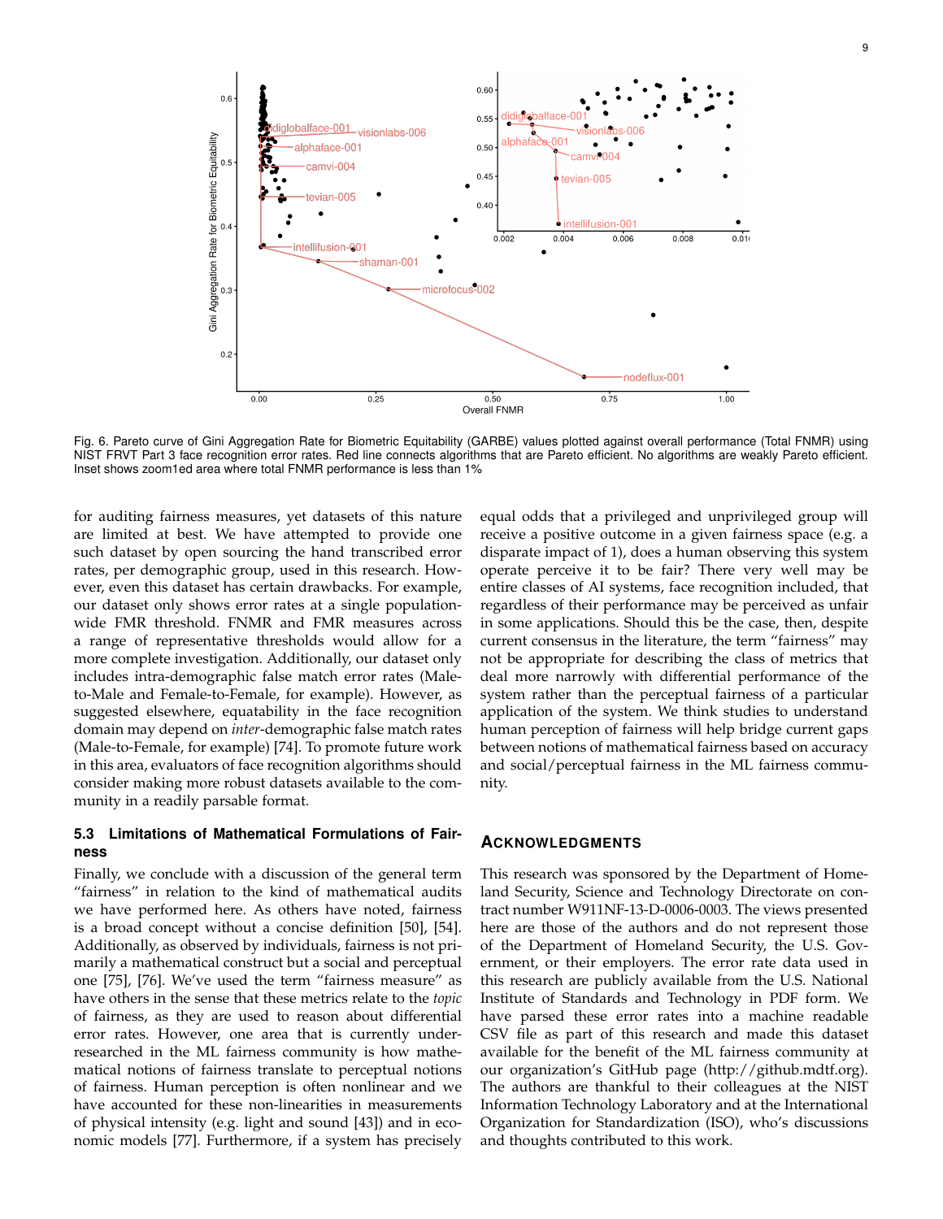Gini Aggregation Rate for Biometric Equitability

Overall FNMR

0.6
0.5
0.4
0.3
0.2

0.00
0.25
0.50
0.75
1.00

didiglobalface-001
visionlabs-006
alphaface-001
camvi-004
tevian-005
intellifusion-001
shaman-001
microfocus-002
nodeflux-001

0.60
0.55
0.50
0.45
0.40

0.002
0.004
0.006
0.008
0.010

didiglobalface-001
visionlabs-006
alphaface-001
camvi-004
tevian-005
intellifusion-001

Fig. 6. Pareto curve of Gini Aggregation Rate for Biometric Equitability (GARBE) values plotted against overall performance (Total FNMR) using NIST FRVT Part 3 face recognition error rates. Red line connects algorithms that are Pareto efficient. No algorithms are weakly Pareto efficient. Inset shows zoom1ed area where total FNMR performance is less than 1%

for auditing fairness measures, yet datasets of this nature are limited at best. We have attempted to provide one such dataset by open sourcing the hand transcribed error rates, per demographic group, used in this research. However, even this dataset has certain drawbacks. For example, our dataset only shows error rates at a single population-wide FMR threshold. FNMR and FMR measures across a range of representative thresholds would allow for a more complete investigation. Additionally, our dataset only includes intra-demographic false match error rates (Male-to-Male and Female-to-Female, for example). However, as suggested elsewhere, equatability in the face recognition domain may depend on *inter*-demographic false match rates (Male-to-Female, for example) [74]. To promote future work in this area, evaluators of face recognition algorithms should consider making more robust datasets available to the community in a readily parsable format.

### 5.3 Limitations of Mathematical Formulations of Fairness

Finally, we conclude with a discussion of the general term "fairness" in relation to the kind of mathematical audits we have performed here. As others have noted, fairness is a broad concept without a concise definition [50], [54]. Additionally, as observed by individuals, fairness is not primarily a mathematical construct but a social and perceptual one [75], [76]. We've used the term "fairness measure" as have others in the sense that these metrics relate to the *topic* of fairness, as they are used to reason about differential error rates. However, one area that is currently under-researched in the ML fairness community is how mathematical notions of fairness translate to perceptual notions of fairness. Human perception is often nonlinear and we have accounted for these non-linearities in measurements of physical intensity (e.g. light and sound [43]) and in economic models [77]. Furthermore, if a system has precisely equal odds that a privileged and unprivileged group will receive a positive outcome in a given fairness space (e.g. a disparate impact of 1), does a human observing this system operate perceive it to be fair? There very well may be entire classes of AI systems, face recognition included, that regardless of their performance may be perceived as unfair in some applications. Should this be the case, then, despite current consensus in the literature, the term "fairness" may not be appropriate for describing the class of metrics that deal more narrowly with differential performance of the system rather than the perceptual fairness of a particular application of the system. We think studies to understand human perception of fairness will help bridge current gaps between notions of mathematical fairness based on accuracy and social/perceptual fairness in the ML fairness community.

## Acknowledgments

This research was sponsored by the Department of Homeland Security, Science and Technology Directorate on contract number W911NF-13-D-0006-0003. The views presented here are those of the authors and do not represent those of the Department of Homeland Security, the U.S. Government, or their employers. The error rate data used in this research are publicly available from the U.S. National Institute of Standards and Technology in PDF form. We have parsed these error rates into a machine readable CSV file as part of this research and made this dataset available for the benefit of the ML fairness community at our organization's GitHub page (http://github.mdtf.org). The authors are thankful to their colleagues at the NIST Information Technology Laboratory and at the International Organization for Standardization (ISO), who's discussions and thoughts contributed to this work.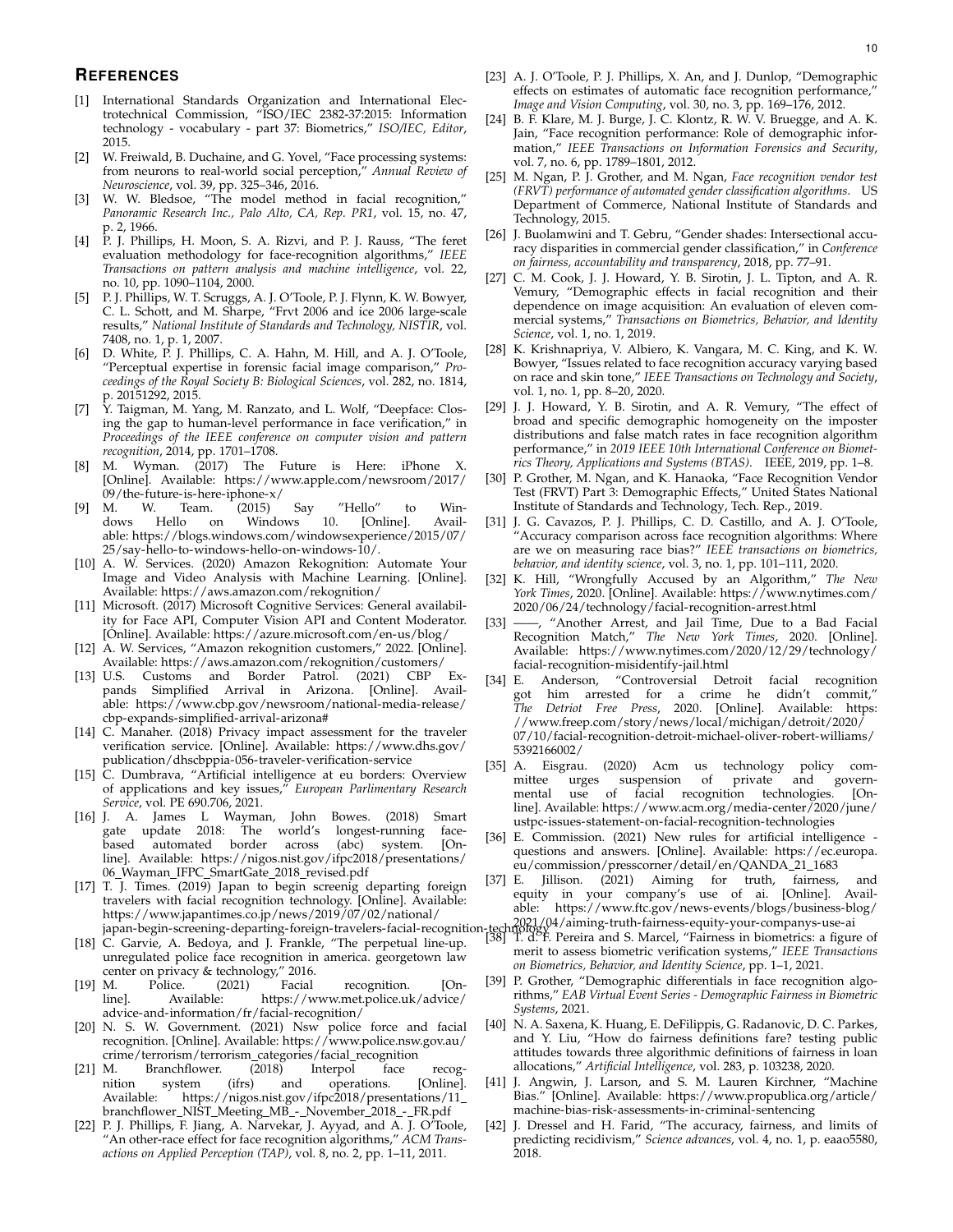## REFERENCES

[1] International Standards Organization and International Electrotechnical Commission, "ISO/IEC 2382-37:2015: Information technology - vocabulary - part 37: Biometrics," *ISO/IEC, Editor*, 2015.

[2] W. Freiwald, B. Duchaine, and G. Yovel, "Face processing systems: from neurons to real-world social perception," *Annual Review of Neuroscience*, vol. 39, pp. 325–346, 2016.

[3] W. W. Bledsoe, "The model method in facial recognition," *Panoramic Research Inc., Palo Alto, CA, Rep. PR1*, vol. 15, no. 47, p. 2, 1966.

[4] P. J. Phillips, H. Moon, S. A. Rizvi, and P. J. Rauss, "The feret evaluation methodology for face-recognition algorithms," *IEEE Transactions on pattern analysis and machine intelligence*, vol. 22, no. 10, pp. 1090–1104, 2000.

[5] P. J. Phillips, W. T. Scruggs, A. J. O'Toole, P. J. Flynn, K. W. Bowyer, C. L. Schott, and M. Sharpe, "Frvt 2006 and ice 2006 large-scale results," *National Institute of Standards and Technology, NISTIR*, vol. 7408, no. 1, p. 1, 2007.

[6] D. White, P. J. Phillips, C. A. Hahn, M. Hill, and A. J. O'Toole, "Perceptual expertise in forensic facial image comparison," *Proceedings of the Royal Society B: Biological Sciences*, vol. 282, no. 1814, p. 20151292, 2015.

[7] Y. Taigman, M. Yang, M. Ranzato, and L. Wolf, "Deepface: Closing the gap to human-level performance in face verification," in *Proceedings of the IEEE conference on computer vision and pattern recognition*, 2014, pp. 1701–1708.

[8] M. Wyman. (2017) The Future is Here: iPhone X. [Online]. Available: https://www.apple.com/newsroom/2017/09/the-future-is-here-iphone-x/

[9] M. W. Team. (2015) Say "Hello" to Windows Hello on Windows 10. [Online]. Available: https://blogs.windows.com/windowsexperience/2015/07/25/say-hello-to-windows-hello-on-windows-10/.

[10] A. W. Services. (2020) Amazon Rekognition: Automate Your Image and Video Analysis with Machine Learning. [Online]. Available: https://aws.amazon.com/rekognition/

[11] Microsoft. (2017) Microsoft Cognitive Services: General availability for Face API, Computer Vision API and Content Moderator. [Online]. Available: https://azure.microsoft.com/en-us/blog/

[12] A. W. Services, "Amazon rekognition customers," 2022. [Online]. Available: https://aws.amazon.com/rekognition/customers/

[13] U.S. Customs and Border Patrol. (2021) CBP Expands Simplified Arrival in Arizona. [Online]. Available: https://www.cbp.gov/newsroom/national-media-release/cbp-expands-simplified-arrival-arizona#

[14] C. Manaher. (2018) Privacy impact assessment for the traveler verification service. [Online]. Available: https://www.dhs.gov/publication/dhscbppia-056-traveler-verification-service

[15] C. Dumbrava, "Artificial intelligence at eu borders: Overview of applications and key issues," *European Parlimentary Research Service*, vol. PE 690.706, 2021.

[16] J. A. James L Wayman, John Bowes. (2018) Smart gate update 2018: The world's longest-running face-based automated border across (abc) system. [Online]. Available: https://nigos.nist.gov/ifpc2018/presentations/06_Wayman_IFPC_SmartGate_2018_revised.pdf

[17] T. J. Times. (2019) Japan to begin screenig departing foreign travelers with facial recognition technology. [Online]. Available: https://www.japantimes.co.jp/news/2019/07/02/national/japan-begin-screening-departing-foreign-travelers-facial-recognition-technology

[18] C. Garvie, A. Bedoya, and J. Frankle, "The perpetual line-up. unregulated police face recognition in america. georgetown law center on privacy & technology," 2016.

[19] M. Police. (2021) Facial recognition. [Online]. Available: https://www.met.police.uk/advice/advice-and-information/fr/facial-recognition/

[20] N. S. W. Government. (2021) Nsw police force and facial recognition. [Online]. Available: https://www.police.nsw.gov.au/crime/terrorism/terrorism_categories/facial_recognition

[21] M. Branchflower. (2018) Interpol face recognition system (ifrs) and operations. [Online]. Available: https://nigos.nist.gov/ifpc2018/presentations/11_branchflower_NIST_Meeting_MB_-_November_2018_-_FR.pdf

[22] P. J. Phillips, F. Jiang, A. Narvekar, J. Ayyad, and A. J. O'Toole, "An other-race effect for face recognition algorithms," *ACM Transactions on Applied Perception (TAP)*, vol. 8, no. 2, pp. 1–11, 2011.

[23] A. J. O'Toole, P. J. Phillips, X. An, and J. Dunlop, "Demographic effects on estimates of automatic face recognition performance," *Image and Vision Computing*, vol. 30, no. 3, pp. 169–176, 2012.

[24] B. F. Klare, M. J. Burge, J. C. Klontz, R. W. V. Bruegge, and A. K. Jain, "Face recognition performance: Role of demographic information," *IEEE Transactions on Information Forensics and Security*, vol. 7, no. 6, pp. 1789–1801, 2012.

[25] M. Ngan, P. J. Grother, and M. Ngan, *Face recognition vendor test (FRVT) performance of automated gender classification algorithms*. US Department of Commerce, National Institute of Standards and Technology, 2015.

[26] J. Buolamwini and T. Gebru, "Gender shades: Intersectional accuracy disparities in commercial gender classification," in *Conference on fairness, accountability and transparency*, 2018, pp. 77–91.

[27] C. M. Cook, J. J. Howard, Y. B. Sirotin, J. L. Tipton, and A. R. Vemury, "Demographic effects in facial recognition and their dependence on image acquisition: An evaluation of eleven commercial systems," *Transactions on Biometrics, Behavior, and Identity Science*, vol. 1, no. 1, 2019.

[28] K. Krishnapriya, V. Albiero, K. Vangara, M. C. King, and K. W. Bowyer, "Issues related to face recognition accuracy varying based on race and skin tone," *IEEE Transactions on Technology and Society*, vol. 1, no. 1, pp. 8–20, 2020.

[29] J. J. Howard, Y. B. Sirotin, and A. R. Vemury, "The effect of broad and specific demographic homogeneity on the imposter distributions and false match rates in face recognition algorithm performance," in *2019 IEEE 10th International Conference on Biometrics Theory, Applications and Systems (BTAS)*. IEEE, 2019, pp. 1–8.

[30] P. Grother, M. Ngan, and K. Hanaoka, "Face Recognition Vendor Test (FRVT) Part 3: Demographic Effects," United States National Institute of Standards and Technology, Tech. Rep., 2019.

[31] J. G. Cavazos, P. J. Phillips, C. D. Castillo, and A. J. O'Toole, "Accuracy comparison across face recognition algorithms: Where are we on measuring race bias?" *IEEE transactions on biometrics, behavior, and identity science*, vol. 3, no. 1, pp. 101–111, 2020.

[32] K. Hill, "Wrongfully Accused by an Algorithm," *The New York Times*, 2020. [Online]. Available: https://www.nytimes.com/2020/06/24/technology/facial-recognition-arrest.html

[33] ——, "Another Arrest, and Jail Time, Due to a Bad Facial Recognition Match," *The New York Times*, 2020. [Online]. Available: https://www.nytimes.com/2020/12/29/technology/facial-recognition-misidentify-jail.html

[34] E. Anderson, "Controversial Detroit facial recognition got him arrested for a crime he didn't commit," *The Detriot Free Press*, 2020. [Online]. Available: https://www.freep.com/story/news/local/michigan/detroit/2020/07/10/facial-recognition-detroit-michael-oliver-robert-williams/5392166002/

[35] A. Eisgrau. (2020) Acm us technology policy committee urges suspension of private and governmental use of facial recognition technologies. [Online]. Available: https://www.acm.org/media-center/2020/june/ustpc-issues-statement-on-facial-recognition-technologies

[36] E. Commission. (2021) New rules for artificial intelligence - questions and answers. [Online]. Available: https://ec.europa.eu/commission/presscorner/detail/en/QANDA_21_1683

[37] E. Jillison. (2021) Aiming for truth, fairness, and equity in your company's use of ai. [Online]. Available: https://www.ftc.gov/news-events/blogs/business-blog/2021/04/aiming-truth-fairness-equity-your-companys-use-ai

[38] T. d. F. Pereira and S. Marcel, "Fairness in biometrics: a figure of merit to assess biometric verification systems," *IEEE Transactions on Biometrics, Behavior, and Identity Science*, pp. 1–1, 2021.

[39] P. Grother, "Demographic differentials in face recognition algorithms," *EAB Virtual Event Series - Demographic Fairness in Biometric Systems*, 2021.

[40] N. A. Saxena, K. Huang, E. DeFilippis, G. Radanovic, D. C. Parkes, and Y. Liu, "How do fairness definitions fare? testing public attitudes towards three algorithmic definitions of fairness in loan allocations," *Artificial Intelligence*, vol. 283, p. 103238, 2020.

[41] J. Angwin, J. Larson, and S. M. Lauren Kirchner, "Machine Bias." [Online]. Available: https://www.propublica.org/article/machine-bias-risk-assessments-in-criminal-sentencing

[42] J. Dressel and H. Farid, "The accuracy, fairness, and limits of predicting recidivism," *Science advances*, vol. 4, no. 1, p. eaao5580, 2018.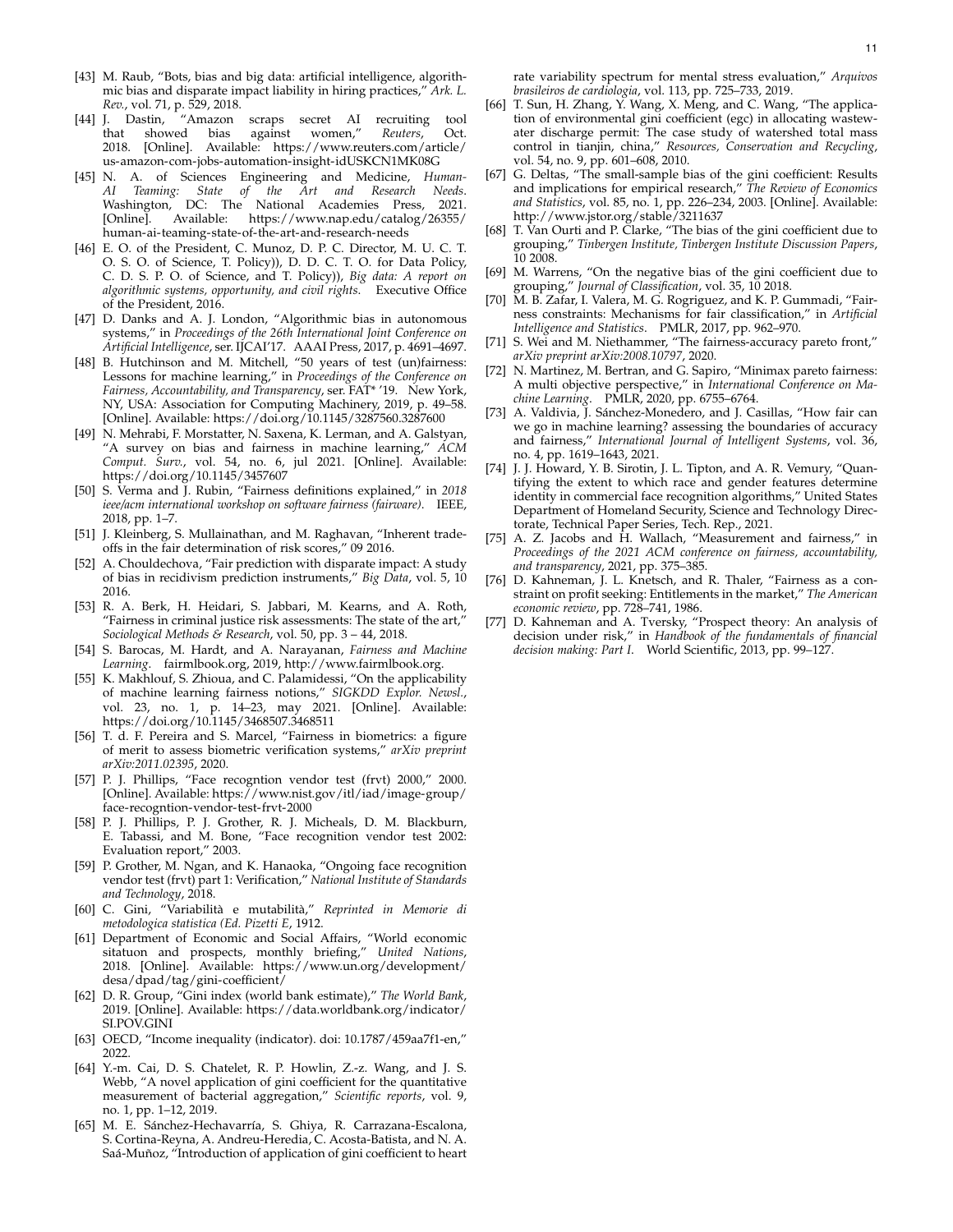[43] M. Raub, "Bots, bias and big data: artificial intelligence, algorithmic bias and disparate impact liability in hiring practices," *Ark. L. Rev.*, vol. 71, p. 529, 2018.

[44] J. Dastin, "Amazon scraps secret AI recruiting tool that showed bias against women," *Reuters*, Oct. 2018. [Online]. Available: https://www.reuters.com/article/us-amazon-com-jobs-automation-insight-idUSKCN1MK08G

[45] N. A. of Sciences Engineering and Medicine, *Human-AI Teaming: State of the Art and Research Needs*. Washington, DC: The National Academies Press, 2021. [Online]. Available: https://www.nap.edu/catalog/26355/human-ai-teaming-state-of-the-art-and-research-needs

[46] E. O. of the President, C. Munoz, D. P. C. Director, M. U. C. T. O. S. O. of Science, T. Policy)), D. D. C. T. O. for Data Policy, C. D. S. P. O. of Science, and T. Policy)), *Big data: A report on algorithmic systems, opportunity, and civil rights*. Executive Office of the President, 2016.

[47] D. Danks and A. J. London, "Algorithmic bias in autonomous systems," in *Proceedings of the 26th International Joint Conference on Artificial Intelligence*, ser. IJCAI'17. AAAI Press, 2017, p. 4691–4697.

[48] B. Hutchinson and M. Mitchell, "50 years of test (un)fairness: Lessons for machine learning," in *Proceedings of the Conference on Fairness, Accountability, and Transparency*, ser. FAT* '19. New York, NY, USA: Association for Computing Machinery, 2019, p. 49–58. [Online]. Available: https://doi.org/10.1145/3287560.3287600

[49] N. Mehrabi, F. Morstatter, N. Saxena, K. Lerman, and A. Galstyan, "A survey on bias and fairness in machine learning," *ACM Comput. Surv.*, vol. 54, no. 6, jul 2021. [Online]. Available: https://doi.org/10.1145/3457607

[50] S. Verma and J. Rubin, "Fairness definitions explained," in *2018 ieee/acm international workshop on software fairness (fairware)*. IEEE, 2018, pp. 1–7.

[51] J. Kleinberg, S. Mullainathan, and M. Raghavan, "Inherent trade-offs in the fair determination of risk scores," 09 2016.

[52] A. Chouldechova, "Fair prediction with disparate impact: A study of bias in recidivism prediction instruments," *Big Data*, vol. 5, 10 2016.

[53] R. A. Berk, H. Heidari, S. Jabbari, M. Kearns, and A. Roth, "Fairness in criminal justice risk assessments: The state of the art," *Sociological Methods & Research*, vol. 50, pp. 3 – 44, 2018.

[54] S. Barocas, M. Hardt, and A. Narayanan, *Fairness and Machine Learning*. fairmlbook.org, 2019, http://www.fairmlbook.org.

[55] K. Makhlouf, S. Zhioua, and C. Palamidessi, "On the applicability of machine learning fairness notions," *SIGKDD Explor. Newsl.*, vol. 23, no. 1, p. 14–23, may 2021. [Online]. Available: https://doi.org/10.1145/3468507.3468511

[56] T. d. F. Pereira and S. Marcel, "Fairness in biometrics: a figure of merit to assess biometric verification systems," *arXiv preprint arXiv:2011.02395*, 2020.

[57] P. J. Phillips, "Face recogntion vendor test (frvt) 2000," 2000. [Online]. Available: https://www.nist.gov/itl/iad/image-group/face-recogntion-vendor-test-frvt-2000

[58] P. J. Phillips, P. J. Grother, R. J. Micheals, D. M. Blackburn, E. Tabassi, and M. Bone, "Face recognition vendor test 2002: Evaluation report," 2003.

[59] P. Grother, M. Ngan, and K. Hanaoka, "Ongoing face recognition vendor test (frvt) part 1: Verification," *National Institute of Standards and Technology*, 2018.

[60] C. Gini, "Variabilità e mutabilità," *Reprinted in Memorie di metodologica statistica (Ed. Pizetti E*, 1912.

[61] Department of Economic and Social Affairs, "World economic sitatuon and prospects, monthly briefing," *United Nations*, 2018. [Online]. Available: https://www.un.org/development/desa/dpad/tag/gini-coefficient/

[62] D. R. Group, "Gini index (world bank estimate)," *The World Bank*, 2019. [Online]. Available: https://data.worldbank.org/indicator/SI.POV.GINI

[63] OECD, "Income inequality (indicator). doi: 10.1787/459aa7f1-en," 2022.

[64] Y.-m. Cai, D. S. Chatelet, R. P. Howlin, Z.-z. Wang, and J. S. Webb, "A novel application of gini coefficient for the quantitative measurement of bacterial aggregation," *Scientific reports*, vol. 9, no. 1, pp. 1–12, 2019.

[65] M. E. Sánchez-Hechavarría, S. Ghiya, R. Carrazana-Escalona, S. Cortina-Reyna, A. Andreu-Heredia, C. Acosta-Batista, and N. A. Saá-Muñoz, "Introduction of application of gini coefficient to heart rate variability spectrum for mental stress evaluation," *Arquivos brasileiros de cardiologia*, vol. 113, pp. 725–733, 2019.

[66] T. Sun, H. Zhang, Y. Wang, X. Meng, and C. Wang, "The application of environmental gini coefficient (egc) in allocating wastewater discharge permit: The case study of watershed total mass control in tianjin, china," *Resources, Conservation and Recycling*, vol. 54, no. 9, pp. 601–608, 2010.

[67] G. Deltas, "The small-sample bias of the gini coefficient: Results and implications for empirical research," *The Review of Economics and Statistics*, vol. 85, no. 1, pp. 226–234, 2003. [Online]. Available: http://www.jstor.org/stable/3211637

[68] T. Van Ourti and P. Clarke, "The bias of the gini coefficient due to grouping," *Tinbergen Institute, Tinbergen Institute Discussion Papers*, 10 2008.

[69] M. Warrens, "On the negative bias of the gini coefficient due to grouping," *Journal of Classification*, vol. 35, 10 2018.

[70] M. B. Zafar, I. Valera, M. G. Rogriguez, and K. P. Gummadi, "Fairness constraints: Mechanisms for fair classification," in *Artificial Intelligence and Statistics*. PMLR, 2017, pp. 962–970.

[71] S. Wei and M. Niethammer, "The fairness-accuracy pareto front," *arXiv preprint arXiv:2008.10797*, 2020.

[72] N. Martinez, M. Bertran, and G. Sapiro, "Minimax pareto fairness: A multi objective perspective," in *International Conference on Machine Learning*. PMLR, 2020, pp. 6755–6764.

[73] A. Valdivia, J. Sánchez-Monedero, and J. Casillas, "How fair can we go in machine learning? assessing the boundaries of accuracy and fairness," *International Journal of Intelligent Systems*, vol. 36, no. 4, pp. 1619–1643, 2021.

[74] J. J. Howard, Y. B. Sirotin, J. L. Tipton, and A. R. Vemury, "Quantifying the extent to which race and gender features determine identity in commercial face recognition algorithms," United States Department of Homeland Security, Science and Technology Directorate, Technical Paper Series, Tech. Rep., 2021.

[75] A. Z. Jacobs and H. Wallach, "Measurement and fairness," in *Proceedings of the 2021 ACM conference on fairness, accountability, and transparency*, 2021, pp. 375–385.

[76] D. Kahneman, J. L. Knetsch, and R. Thaler, "Fairness as a constraint on profit seeking: Entitlements in the market," *The American economic review*, pp. 728–741, 1986.

[77] D. Kahneman and A. Tversky, "Prospect theory: An analysis of decision under risk," in *Handbook of the fundamentals of financial decision making: Part I*. World Scientific, 2013, pp. 99–127.